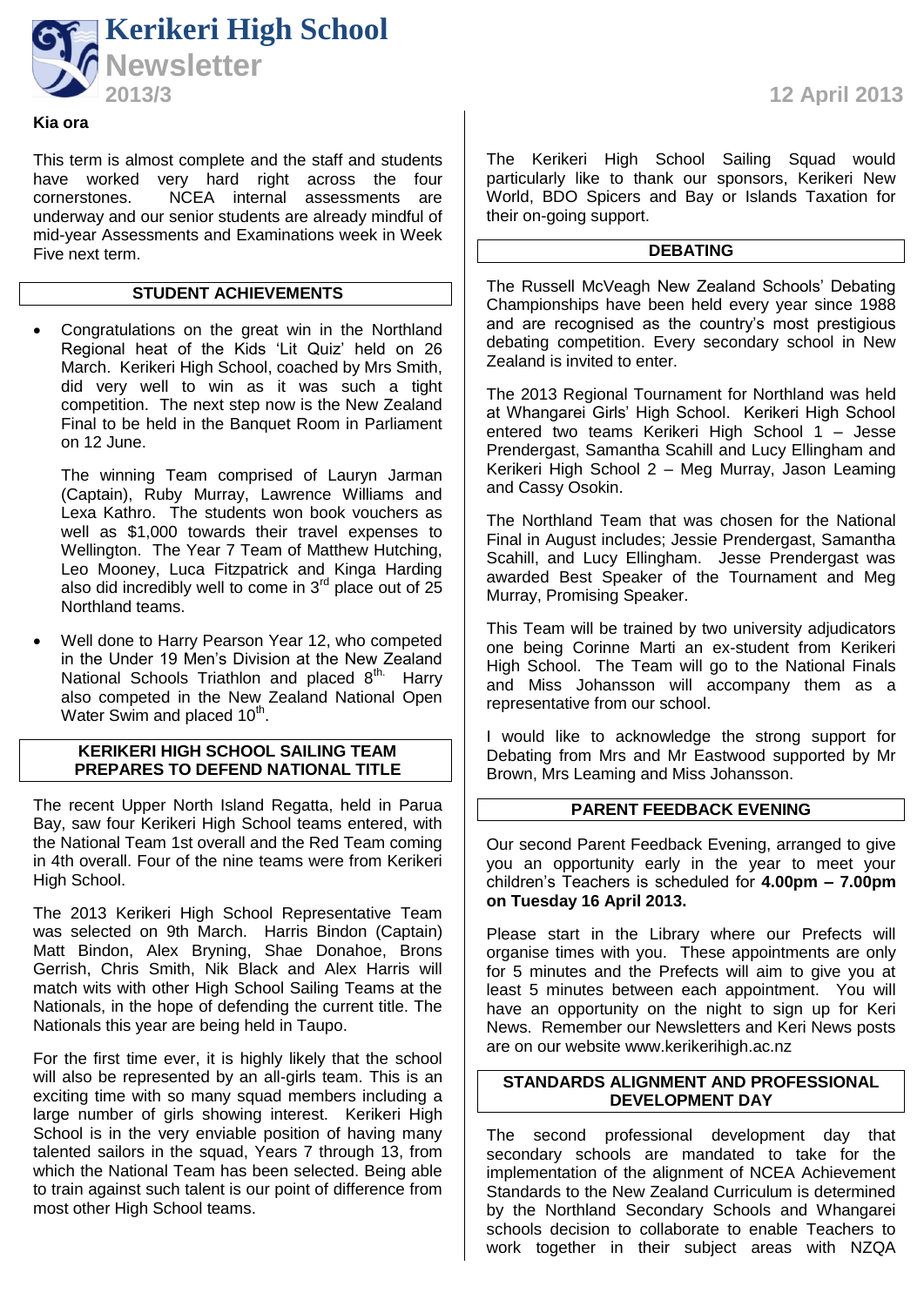# Kerikeri High School Newsletter

**2013/3** — **12 April 2013**

**Kia ora**

This term is almost complete and the staff and students have worked very hard right across the four cornerstones. NCEA internal assessments are underway and our senior students are already mindful of mid-year Assessments and Examinations week in Week Five next term.

## STUDENT ACHIEVEMENTS

- Congratulations on the great win in the Northland Regional heat of the Kids 'Lit Quiz' held on 26 March. Kerikeri High School, coached by Mrs Smith, did very well to win as it was such a tight competition. The next step now is the New Zealand Final to be held in the Banquet Room in Parliament on 12 June.

  The winning Team comprised of Lauryn Jarman (Captain), Ruby Murray, Lawrence Williams and Lexa Kathro. The students won book vouchers as well as $1,000 towards their travel expenses to Wellington. The Year 7 Team of Matthew Hutching, Leo Mooney, Luca Fitzpatrick and Kinga Harding also did incredibly well to come in 3rd place out of 25 Northland teams.

- Well done to Harry Pearson Year 12, who competed in the Under 19 Men's Division at the New Zealand National Schools Triathlon and placed 8th. Harry also competed in the New Zealand National Open Water Swim and placed 10th.

## KERIKERI HIGH SCHOOL SAILING TEAM PREPARES TO DEFEND NATIONAL TITLE

The recent Upper North Island Regatta, held in Parua Bay, saw four Kerikeri High School teams entered, with the National Team 1st overall and the Red Team coming in 4th overall. Four of the nine teams were from Kerikeri High School.

The 2013 Kerikeri High School Representative Team was selected on 9th March. Harris Bindon (Captain) Matt Bindon, Alex Bryning, Shae Donahoe, Brons Gerrish, Chris Smith, Nik Black and Alex Harris will match wits with other High School Sailing Teams at the Nationals, in the hope of defending the current title. The Nationals this year are being held in Taupo.

For the first time ever, it is highly likely that the school will also be represented by an all-girls team. This is an exciting time with so many squad members including a large number of girls showing interest. Kerikeri High School is in the very enviable position of having many talented sailors in the squad, Years 7 through 13, from which the National Team has been selected. Being able to train against such talent is our point of difference from most other High School teams.

The Kerikeri High School Sailing Squad would particularly like to thank our sponsors, Kerikeri New World, BDO Spicers and Bay or Islands Taxation for their on-going support.

## DEBATING

The Russell McVeagh New Zealand Schools' Debating Championships have been held every year since 1988 and are recognised as the country's most prestigious debating competition. Every secondary school in New Zealand is invited to enter.

The 2013 Regional Tournament for Northland was held at Whangarei Girls' High School. Kerikeri High School entered two teams Kerikeri High School 1 – Jesse Prendergast, Samantha Scahill and Lucy Ellingham and Kerikeri High School 2 – Meg Murray, Jason Leaming and Cassy Osokin.

The Northland Team that was chosen for the National Final in August includes; Jessie Prendergast, Samantha Scahill, and Lucy Ellingham. Jesse Prendergast was awarded Best Speaker of the Tournament and Meg Murray, Promising Speaker.

This Team will be trained by two university adjudicators one being Corinne Marti an ex-student from Kerikeri High School. The Team will go to the National Finals and Miss Johansson will accompany them as a representative from our school.

I would like to acknowledge the strong support for Debating from Mrs and Mr Eastwood supported by Mr Brown, Mrs Leaming and Miss Johansson.

## PARENT FEEDBACK EVENING

Our second Parent Feedback Evening, arranged to give you an opportunity early in the year to meet your children's Teachers is scheduled for **4.00pm – 7.00pm on Tuesday 16 April 2013.**

Please start in the Library where our Prefects will organise times with you. These appointments are only for 5 minutes and the Prefects will aim to give you at least 5 minutes between each appointment. You will have an opportunity on the night to sign up for Keri News. Remember our Newsletters and Keri News posts are on our website www.kerikerihigh.ac.nz

## STANDARDS ALIGNMENT AND PROFESSIONAL DEVELOPMENT DAY

The second professional development day that secondary schools are mandated to take for the implementation of the alignment of NCEA Achievement Standards to the New Zealand Curriculum is determined by the Northland Secondary Schools and Whangarei schools decision to collaborate to enable Teachers to work together in their subject areas with NZQA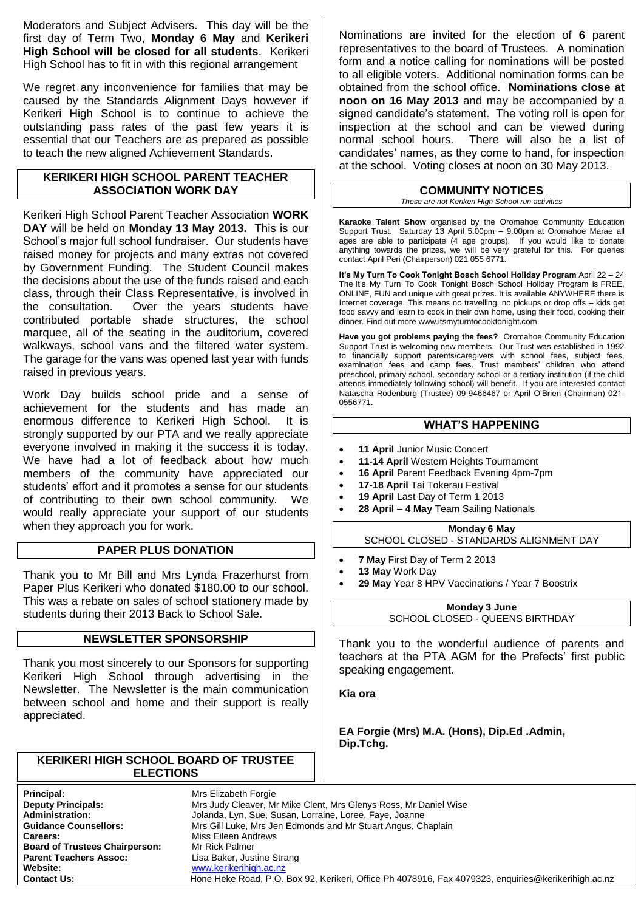Moderators and Subject Advisers. This day will be the first day of Term Two, **Monday 6 May** and **Kerikeri High School will be closed for all students**. Kerikeri High School has to fit in with this regional arrangement

We regret any inconvenience for families that may be caused by the Standards Alignment Days however if Kerikeri High School is to continue to achieve the outstanding pass rates of the past few years it is essential that our Teachers are as prepared as possible to teach the new aligned Achievement Standards.

## KERIKERI HIGH SCHOOL PARENT TEACHER ASSOCIATION WORK DAY

Kerikeri High School Parent Teacher Association **WORK DAY** will be held on **Monday 13 May 2013.** This is our School's major full school fundraiser. Our students have raised money for projects and many extras not covered by Government Funding. The Student Council makes the decisions about the use of the funds raised and each class, through their Class Representative, is involved in the consultation. Over the years students have contributed portable shade structures, the school marquee, all of the seating in the auditorium, covered walkways, school vans and the filtered water system. The garage for the vans was opened last year with funds raised in previous years.

Work Day builds school pride and a sense of achievement for the students and has made an enormous difference to Kerikeri High School. It is strongly supported by our PTA and we really appreciate everyone involved in making it the success it is today. We have had a lot of feedback about how much members of the community have appreciated our students' effort and it promotes a sense for our students of contributing to their own school community. We would really appreciate your support of our students when they approach you for work.

## PAPER PLUS DONATION

Thank you to Mr Bill and Mrs Lynda Frazerhurst from Paper Plus Kerikeri who donated $180.00 to our school. This was a rebate on sales of school stationery made by students during their 2013 Back to School Sale.

## NEWSLETTER SPONSORSHIP

Thank you most sincerely to our Sponsors for supporting Kerikeri High School through advertising in the Newsletter. The Newsletter is the main communication between school and home and their support is really appreciated.

## KERIKERI HIGH SCHOOL BOARD OF TRUSTEE ELECTIONS

Nominations are invited for the election of **6** parent representatives to the board of Trustees. A nomination form and a notice calling for nominations will be posted to all eligible voters. Additional nomination forms can be obtained from the school office. **Nominations close at noon on 16 May 2013** and may be accompanied by a signed candidate's statement. The voting roll is open for inspection at the school and can be viewed during normal school hours. There will also be a list of candidates' names, as they come to hand, for inspection at the school. Voting closes at noon on 30 May 2013.

## COMMUNITY NOTICES

*These are not Kerikeri High School run activities*

**Karaoke Talent Show** organised by the Oromahoe Community Education Support Trust. Saturday 13 April 5.00pm – 9.00pm at Oromahoe Marae all ages are able to participate (4 age groups). If you would like to donate anything towards the prizes, we will be very grateful for this. For queries contact April Peri (Chairperson) 021 055 6771.

**It's My Turn To Cook Tonight Bosch School Holiday Program** April 22 – 24 The It's My Turn To Cook Tonight Bosch School Holiday Program is FREE, ONLINE, FUN and unique with great prizes. It is available ANYWHERE there is Internet coverage. This means no travelling, no pickups or drop offs – kids get food savvy and learn to cook in their own home, using their food, cooking their dinner. Find out more www.itsmyturntocooktonight.com.

**Have you got problems paying the fees?** Oromahoe Community Education Support Trust is welcoming new members. Our Trust was established in 1992 to financially support parents/caregivers with school fees, subject fees, examination fees and camp fees. Trust members' children who attend preschool, primary school, secondary school or a tertiary institution (if the child attends immediately following school) will benefit. If you are interested contact Natascha Rodenburg (Trustee) 09-9466467 or April O'Brien (Chairman) 021-0556771.

## WHAT'S HAPPENING

- **11 April** Junior Music Concert
- **11-14 April** Western Heights Tournament
- **16 April** Parent Feedback Evening 4pm-7pm
- **17-18 April** Tai Tokerau Festival
- **19 April** Last Day of Term 1 2013
- **28 April – 4 May** Team Sailing Nationals

**Monday 6 May**
SCHOOL CLOSED - STANDARDS ALIGNMENT DAY

- **7 May** First Day of Term 2 2013
- **13 May** Work Day
- **29 May** Year 8 HPV Vaccinations / Year 7 Boostrix

**Monday 3 June**
SCHOOL CLOSED - QUEENS BIRTHDAY

Thank you to the wonderful audience of parents and teachers at the PTA AGM for the Prefects' first public speaking engagement.

**Kia ora**

**EA Forgie (Mrs) M.A. (Hons), Dip.Ed .Admin, Dip.Tchg.**

| | |
|---|---|
| **Principal:** | Mrs Elizabeth Forgie |
| **Deputy Principals:** | Mrs Judy Cleaver, Mr Mike Clent, Mrs Glenys Ross, Mr Daniel Wise |
| **Administration:** | Jolanda, Lyn, Sue, Susan, Lorraine, Loree, Faye, Joanne |
| **Guidance Counsellors:** | Mrs Gill Luke, Mrs Jen Edmonds and Mr Stuart Angus, Chaplain |
| **Careers:** | Miss Eileen Andrews |
| **Board of Trustees Chairperson:** | Mr Rick Palmer |
| **Parent Teachers Assoc:** | Lisa Baker, Justine Strang |
| **Website:** | www.kerikerihigh.ac.nz |
| **Contact Us:** | Hone Heke Road, P.O. Box 92, Kerikeri, Office Ph 4078916, Fax 4079323, enquiries@kerikerihigh.ac.nz |